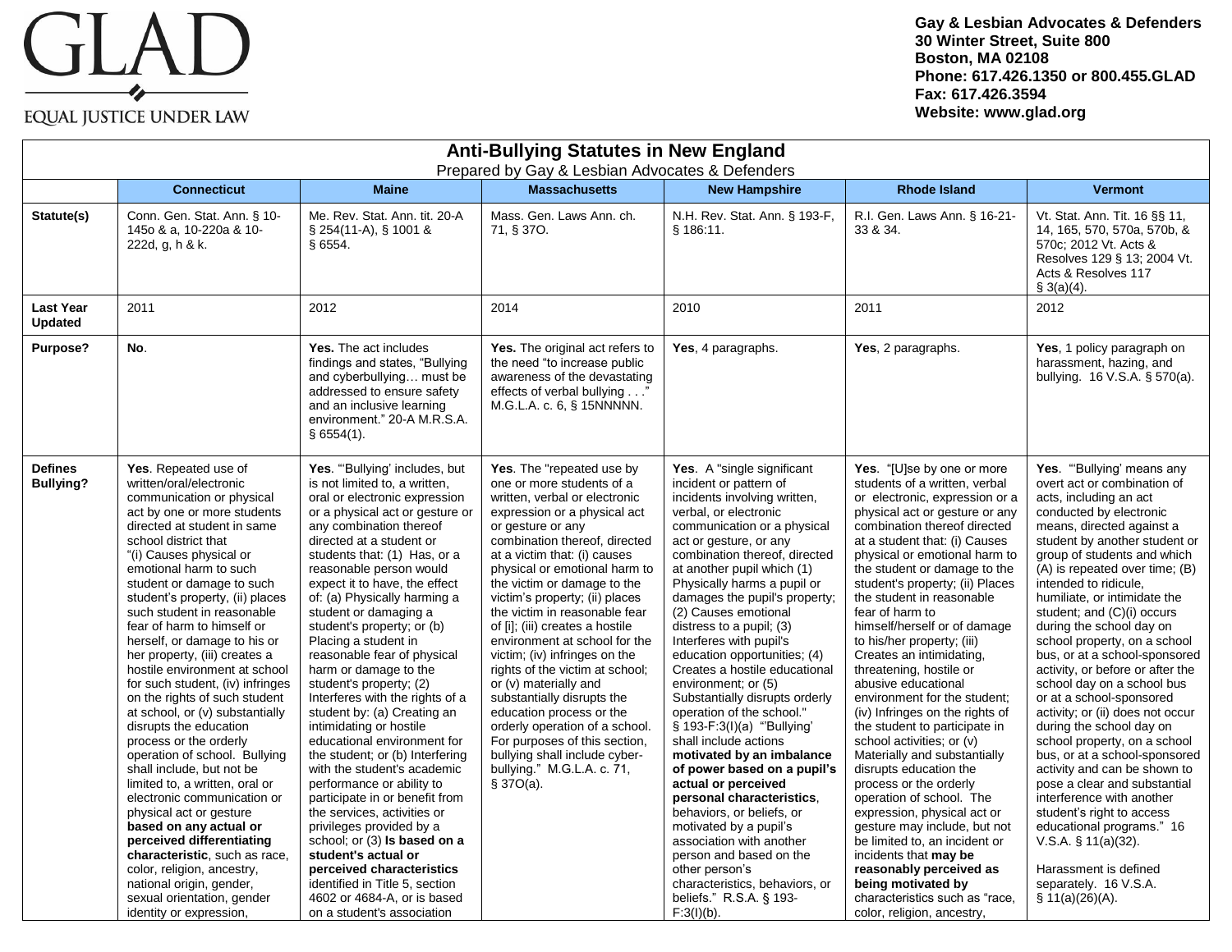GLAD

EQUAL JUSTICE UNDER LAW

**Gay & Lesbian Advocates & Defenders**
**30 Winter Street, Suite 800**
**Boston, MA 02108**
**Phone: 617.426.1350 or 800.455.GLAD**
**Fax: 617.426.3594**
**Website: www.glad.org**

# Anti-Bullying Statutes in New England

Prepared by Gay & Lesbian Advocates & Defenders

| | Connecticut | Maine | Massachusetts | New Hampshire | Rhode Island | Vermont |
|---|---|---|---|---|---|---|
| **Statute(s)** | Conn. Gen. Stat. Ann. § 10-145o & a, 10-220a & 10-222d, g, h & k. | Me. Rev. Stat. Ann. tit. 20-A § 254(11-A), § 1001 & § 6554. | Mass. Gen. Laws Ann. ch. 71, § 37O. | N.H. Rev. Stat. Ann. § 193-F, § 186:11. | R.I. Gen. Laws Ann. § 16-21-33 & 34. | Vt. Stat. Ann. Tit. 16 §§ 11, 14, 165, 570, 570a, 570b, & 570c; 2012 Vt. Acts & Resolves 129 § 13; 2004 Vt. Acts & Resolves 117 § 3(a)(4). |
| **Last Year Updated** | 2011 | 2012 | 2014 | 2010 | 2011 | 2012 |
| **Purpose?** | **No**. | **Yes.** The act includes findings and states, "Bullying and cyberbullying… must be addressed to ensure safety and an inclusive learning environment." 20-A M.R.S.A. § 6554(1). | **Yes.** The original act refers to the need "to increase public awareness of the devastating effects of verbal bullying . . ." M.G.L.A. c. 6, § 15NNNNN. | **Yes**, 4 paragraphs. | **Yes**, 2 paragraphs. | **Yes**, 1 policy paragraph on harassment, hazing, and bullying. 16 V.S.A. § 570(a). |
| **Defines Bullying?** | **Yes**. Repeated use of written/oral/electronic communication or physical act by one or more students directed at student in same school district that "(i) Causes physical or emotional harm to such student or damage to such student's property, (ii) places such student in reasonable fear of harm to himself or herself, or damage to his or her property, (iii) creates a hostile environment at school for such student, (iv) infringes on the rights of such student at school, or (v) substantially disrupts the education process or the orderly operation of school. Bullying shall include, but not be limited to, a written, oral or electronic communication or physical act or gesture **based on any actual or perceived differentiating characteristic**, such as race, color, religion, ancestry, national origin, gender, sexual orientation, gender identity or expression, | **Yes**. "'Bullying' includes, but is not limited to, a written, oral or electronic expression or a physical act or gesture or any combination thereof directed at a student or students that: (1) Has, or a reasonable person would expect it to have, the effect of: (a) Physically harming a student or damaging a student's property; or (b) Placing a student in reasonable fear of physical harm or damage to the student's property; (2) Interferes with the rights of a student by: (a) Creating an intimidating or hostile educational environment for the student; or (b) Interfering with the student's academic performance or ability to participate in or benefit from the services, activities or privileges provided by a school; or (3) **Is based on a student's actual or perceived characteristics** identified in Title 5, section 4602 or 4684-A, or is based on a student's association | **Yes**. The "repeated use by one or more students of a written, verbal or electronic expression or a physical act or gesture or any combination thereof, directed at a victim that: (i) causes physical or emotional harm to the victim or damage to the victim's property; (ii) places the victim in reasonable fear of [i]; (iii) creates a hostile environment at school for the victim; (iv) infringes on the rights of the victim at school; or (v) materially and substantially disrupts the education process or the orderly operation of a school. For purposes of this section, bullying shall include cyber-bullying." M.G.L.A. c. 71, § 37O(a). | **Yes**. A "single significant incident or pattern of incidents involving written, verbal, or electronic communication or a physical act or gesture, or any combination thereof, directed at another pupil which (1) Physically harms a pupil or damages the pupil's property; (2) Causes emotional distress to a pupil; (3) Interferes with pupil's education opportunities; (4) Creates a hostile educational environment; or (5) Substantially disrupts orderly operation of the school." § 193-F:3(I)(a) "'Bullying' shall include actions **motivated by an imbalance of power based on a pupil's actual or perceived personal characteristics**, behaviors, or beliefs, or motivated by a pupil's association with another person and based on the other person's characteristics, behaviors, or beliefs." R.S.A. § 193-F:3(I)(b). | **Yes**. "[U]se by one or more students of a written, verbal or electronic, expression or a physical act or gesture or any combination thereof directed at a student that: (i) Causes physical or emotional harm to the student or damage to the student's property; (ii) Places the student in reasonable fear of harm to himself/herself or of damage to his/her property; (iii) Creates an intimidating, threatening, hostile or abusive educational environment for the student; (iv) Infringes on the rights of the student to participate in school activities; or (v) Materially and substantially disrupts education the process or the orderly operation of school. The expression, physical act or gesture may include, but not be limited to, an incident or incidents that **may be reasonably perceived as being motivated by** characteristics such as "race, color, religion, ancestry, | **Yes**. "'Bullying' means any overt act or combination of acts, including an act conducted by electronic means, directed against a student by another student or group of students and which (A) is repeated over time; (B) intended to ridicule, humiliate, or intimidate the student; and (C)(i) occurs during the school day on school property, on a school bus, or at a school-sponsored activity, or before or after the school day on a school bus or at a school-sponsored activity; or (ii) does not occur during the school day on school property, on a school bus, or at a school-sponsored activity and can be shown to pose a clear and substantial interference with another student's right to access educational programs." 16 V.S.A. § 11(a)(32).<br><br>Harassment is defined separately. 16 V.S.A. § 11(a)(26)(A). |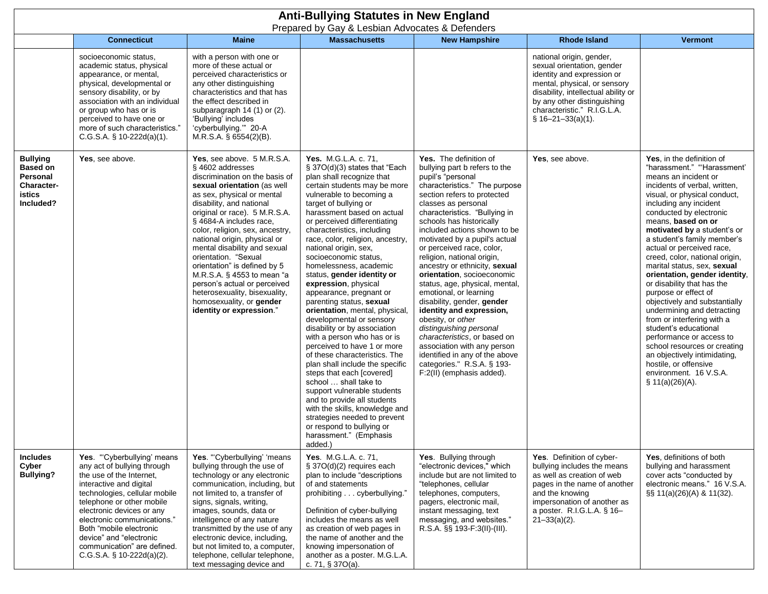# Anti-Bullying Statutes in New England

Prepared by Gay & Lesbian Advocates & Defenders

| | Connecticut | Maine | Massachusetts | New Hampshire | Rhode Island | Vermont |
|---|---|---|---|---|---|---|
| | socioeconomic status, academic status, physical appearance, or mental, physical, developmental or sensory disability, or by association with an individual or group who has or is perceived to have one or more of such characteristics." C.G.S.A. § 10-222d(a)(1). | with a person with one or more of these actual or perceived characteristics or any other distinguishing characteristics and that has the effect described in subparagraph 14 (1) or (2). 'Bullying' includes 'cyberbullying.'" 20-A M.R.S.A. § 6554(2)(B). | | | national origin, gender, sexual orientation, gender identity and expression or mental, physical, or sensory disability, intellectual ability or by any other distinguishing characteristic." R.I.G.L.A. § 16–21–33(a)(1). | |
| **Bullying Based on Personal Character-istics Included?** | **Yes**, see above. | **Yes**, see above. 5 M.R.S.A. § 4602 addresses discrimination on the basis of **sexual orientation** (as well as sex, physical or mental disability, and national original or race). 5 M.R.S.A. § 4684-A includes race, color, religion, sex, ancestry, national origin, physical or mental disability and sexual orientation. "Sexual orientation" is defined by 5 M.R.S.A. § 4553 to mean "a person's actual or perceived heterosexuality, bisexuality, homosexuality, or **gender identity or expression**." | **Yes.** M.G.L.A. c. 71, § 37O(d)(3) states that "Each plan shall recognize that certain students may be more vulnerable to becoming a target of bullying or harassment based on actual or perceived differentiating characteristics, including race, color, religion, ancestry, national origin, sex, socioeconomic status, homelessness, academic status, **gender identity or expression**, physical appearance, pregnant or parenting status, **sexual orientation**, mental, physical, developmental or sensory disability or by association with a person who has or is perceived to have 1 or more of these characteristics. The plan shall include the specific steps that each [covered] school … shall take to support vulnerable students and to provide all students with the skills, knowledge and strategies needed to prevent or respond to bullying or harassment." (Emphasis added.) | **Yes.** The definition of bullying part b refers to the pupil's "personal characteristics." The purpose section refers to protected classes as personal characteristics. "Bullying in schools has historically included actions shown to be motivated by a pupil's actual or perceived race, color, religion, national origin, ancestry or ethnicity, **sexual orientation**, socioeconomic status, age, physical, mental, emotional, or learning disability, gender, **gender identity and expression,** obesity, or *other distinguishing personal characteristics*, or based on association with any person identified in any of the above categories." R.S.A. § 193-F:2(II) (emphasis added). | **Yes**, see above. | **Yes**, in the definition of "harassment." "'Harassment' means an incident or incidents of verbal, written, visual, or physical conduct, including any incident conducted by electronic means, **based on or motivated by** a student's or a student's family member's actual or perceived race, creed, color, national origin, marital status, sex, **sexual orientation, gender identity**, or disability that has the purpose or effect of objectively and substantially undermining and detracting from or interfering with a student's educational performance or access to school resources or creating an objectively intimidating, hostile, or offensive environment. 16 V.S.A. § 11(a)(26)(A). |
| **Includes Cyber Bullying?** | **Yes**. "'Cyberbullying' means any act of bullying through the use of the Internet, interactive and digital technologies, cellular mobile telephone or other mobile electronic devices or any electronic communications." Both "mobile electronic device" and "electronic communication" are defined. C.G.S.A. § 10-222d(a)(2). | **Yes**. "'Cyberbullying' 'means bullying through the use of technology or any electronic communication, including, but not limited to, a transfer of signs, signals, writing, images, sounds, data or intelligence of any nature transmitted by the use of any electronic device, including, but not limited to, a computer, telephone, cellular telephone, text messaging device and | **Yes**. M.G.L.A. c. 71, § 37O(d)(2) requires each plan to include "descriptions of and statements prohibiting . . . cyberbullying."<br><br>Definition of cyber-bullying includes the means as well as creation of web pages in the name of another and the knowing impersonation of another as a poster. M.G.L.A. c. 71, § 37O(a). | **Yes**. Bullying through "electronic devices," which include but are not limited to "telephones, cellular telephones, computers, pagers, electronic mail, instant messaging, text messaging, and websites." R.S.A. §§ 193-F:3(II)-(III). | **Yes**. Definition of cyber-bullying includes the means as well as creation of web pages in the name of another and the knowing impersonation of another as a poster. R.I.G.L.A. § 16–21–33(a)(2). | **Yes**, definitions of both bullying and harassment cover acts "conducted by electronic means." 16 V.S.A. §§ 11(a)(26)(A) & 11(32). |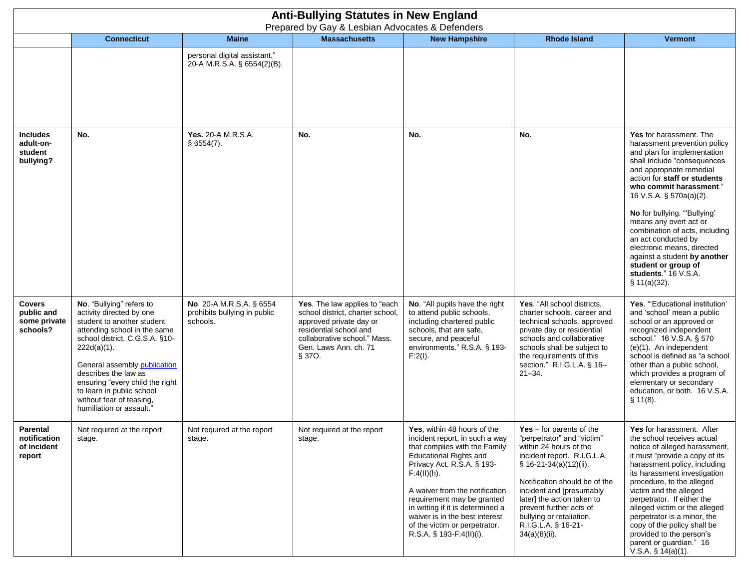# Anti-Bullying Statutes in New England

Prepared by Gay & Lesbian Advocates & Defenders

| | Connecticut | Maine | Massachusetts | New Hampshire | Rhode Island | Vermont |
|---|---|---|---|---|---|---|
| | | personal digital assistant." 20-A M.R.S.A. § 6554(2)(B). | | | | |
| **Includes adult-on-student bullying?** | **No.** | **Yes.** 20-A M.R.S.A. § 6554(7). | **No.** | **No.** | **No.** | **Yes** for harassment. The harassment prevention policy and plan for implementation shall include "consequences and appropriate remedial action for **staff or students who commit harassment**." 16 V.S.A. § 570a(a)(2).<br><br>**No** for bullying. "'Bullying' means any overt act or combination of acts, including an act conducted by electronic means, directed against a student **by another student or group of students**." 16 V.S.A. § 11(a)(32). |
| **Covers public and some private schools?** | **No**. "Bullying" refers to activity directed by one student to another student attending school in the same school district. C.G.S.A. §10-222d(a)(1).<br><br>General assembly publication describes the law as ensuring "every child the right to learn in public school without fear of teasing, humiliation or assault." | **No**. 20-A M.R.S.A. § 6554 prohibits bullying in public schools. | **Yes**. The law applies to "each school district, charter school, approved private day or residential school and collaborative school." Mass. Gen. Laws Ann. ch. 71 § 37O. | **No**. "All pupils have the right to attend public schools, including chartered public schools, that are safe, secure, and peaceful environments." R.S.A. § 193-F:2(I). | **Yes**. "All school districts, charter schools, career and technical schools, approved private day or residential schools and collaborative schools shall be subject to the requirements of this section." R.I.G.L.A. § 16–21–34. | **Yes**. "'Educational institution' and 'school' mean a public school or an approved or recognized independent school." 16 V.S.A. § 570 (e)(1). An independent school is defined as "a school other than a public school, which provides a program of elementary or secondary education, or both. 16 V.S.A. § 11(8). |
| **Parental notification of incident report** | Not required at the report stage. | Not required at the report stage. | Not required at the report stage. | **Yes**, within 48 hours of the incident report, in such a way that complies with the Family Educational Rights and Privacy Act. R.S.A. § 193-F:4(II)(h).<br><br>A waiver from the notification requirement may be granted in writing if it is determined a waiver is in the best interest of the victim or perpetrator. R.S.A. § 193-F:4(II)(i). | **Yes** – for parents of the "perpetrator" and "victim" within 24 hours of the incident report. R.I.G.L.A. § 16-21-34(a)(12)(ii).<br><br>Notification should be of the incident and [presumably later] the action taken to prevent further acts of bullying or retaliation. R.I.G.L.A. § 16-21-34(a)(8)(ii). | **Yes** for harassment. After the school receives actual notice of alleged harassment, it must "provide a copy of its harassment policy, including its harassment investigation procedure, to the alleged victim and the alleged perpetrator. If either the alleged victim or the alleged perpetrator is a minor, the copy of the policy shall be provided to the person's parent or guardian." 16 V.S.A. § 14(a)(1). |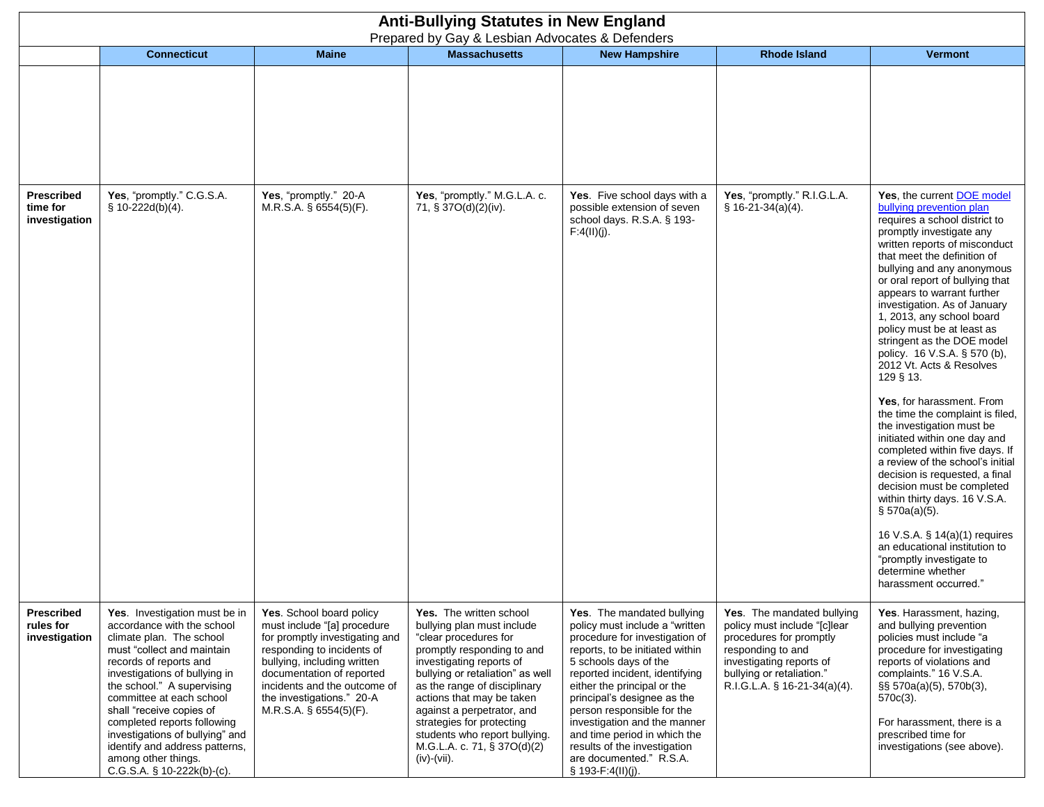# Anti-Bullying Statutes in New England

Prepared by Gay & Lesbian Advocates & Defenders

| | Connecticut | Maine | Massachusetts | New Hampshire | Rhode Island | Vermont |
|---|---|---|---|---|---|---|
| | | | | | | |
| **Prescribed time for investigation** | **Yes**, "promptly." C.G.S.A. § 10-222d(b)(4). | **Yes**, "promptly." 20-A M.R.S.A. § 6554(5)(F). | **Yes**, "promptly." M.G.L.A. c. 71, § 37O(d)(2)(iv). | **Yes**. Five school days with a possible extension of seven school days. R.S.A. § 193-F:4(II)(j). | **Yes**, "promptly." R.I.G.L.A. § 16-21-34(a)(4). | **Yes**, the current DOE model bullying prevention plan requires a school district to promptly investigate any written reports of misconduct that meet the definition of bullying and any anonymous or oral report of bullying that appears to warrant further investigation. As of January 1, 2013, any school board policy must be at least as stringent as the DOE model policy. 16 V.S.A. § 570 (b), 2012 Vt. Acts & Resolves 129 § 13.<br><br>**Yes**, for harassment. From the time the complaint is filed, the investigation must be initiated within one day and completed within five days. If a review of the school's initial decision is requested, a final decision must be completed within thirty days. 16 V.S.A. § 570a(a)(5).<br><br>16 V.S.A. § 14(a)(1) requires an educational institution to "promptly investigate to determine whether harassment occurred." |
| **Prescribed rules for investigation** | **Yes**. Investigation must be in accordance with the school climate plan. The school must "collect and maintain records of reports and investigations of bullying in the school." A supervising committee at each school shall "receive copies of completed reports following investigations of bullying" and identify and address patterns, among other things. C.G.S.A. § 10-222k(b)-(c). | **Yes**. School board policy must include "[a] procedure for promptly investigating and responding to incidents of bullying, including written documentation of reported incidents and the outcome of the investigations." 20-A M.R.S.A. § 6554(5)(F). | **Yes.** The written school bullying plan must include "clear procedures for promptly responding to and investigating reports of bullying or retaliation" as well as the range of disciplinary actions that may be taken against a perpetrator, and strategies for protecting students who report bullying. M.G.L.A. c. 71, § 37O(d)(2)(iv)-(vii). | **Yes**. The mandated bullying policy must include a "written procedure for investigation of reports, to be initiated within 5 schools days of the reported incident, identifying either the principal or the principal's designee as the person responsible for the investigation and the manner and time period in which the results of the investigation are documented." R.S.A. § 193-F:4(II)(j). | **Yes**. The mandated bullying policy must include "[c]lear procedures for promptly responding to and investigating reports of bullying or retaliation." R.I.G.L.A. § 16-21-34(a)(4). | **Yes**. Harassment, hazing, and bullying prevention policies must include "a procedure for investigating reports of violations and complaints." 16 V.S.A. §§ 570a(a)(5), 570b(3), 570c(3).<br><br>For harassment, there is a prescribed time for investigations (see above). |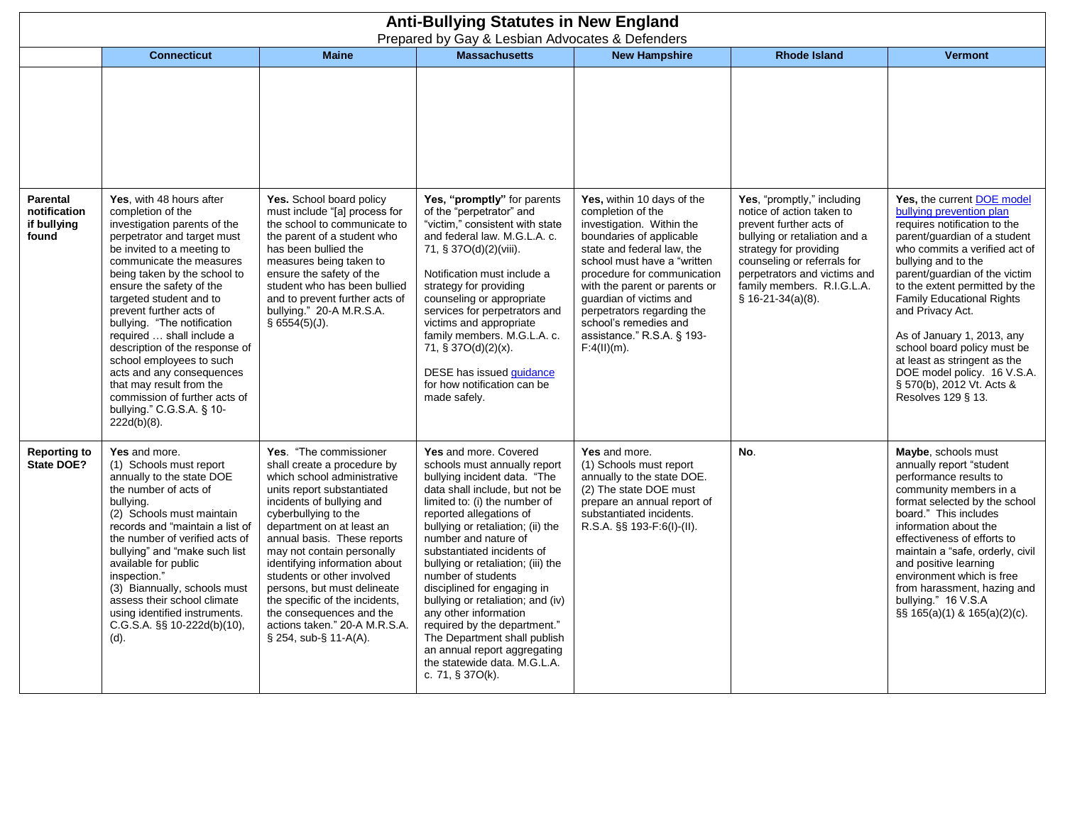# Anti-Bullying Statutes in New England

Prepared by Gay & Lesbian Advocates & Defenders

| | Connecticut | Maine | Massachusetts | New Hampshire | Rhode Island | Vermont |
|---|---|---|---|---|---|---|
| | | | | | | |
| **Parental notification if bullying found** | **Yes**, with 48 hours after completion of the investigation parents of the perpetrator and target must be invited to a meeting to communicate the measures being taken by the school to ensure the safety of the targeted student and to prevent further acts of bullying. "The notification required … shall include a description of the response of school employees to such acts and any consequences that may result from the commission of further acts of bullying." C.G.S.A. § 10-222d(b)(8). | **Yes.** School board policy must include "[a] process for the school to communicate to the parent of a student who has been bullied the measures being taken to ensure the safety of the student who has been bullied and to prevent further acts of bullying." 20-A M.R.S.A. § 6554(5)(J). | **Yes, "promptly"** for parents of the "perpetrator" and "victim," consistent with state and federal law. M.G.L.A. c. 71, § 37O(d)(2)(viii).<br><br>Notification must include a strategy for providing counseling or appropriate services for perpetrators and victims and appropriate family members. M.G.L.A. c. 71, § 37O(d)(2)(x).<br><br>DESE has issued guidance for how notification can be made safely. | **Yes,** within 10 days of the completion of the investigation. Within the boundaries of applicable state and federal law, the school must have a "written procedure for communication with the parent or parents or guardian of victims and perpetrators regarding the school's remedies and assistance." R.S.A. § 193-F:4(II)(m). | **Yes**, "promptly," including notice of action taken to prevent further acts of bullying or retaliation and a strategy for providing counseling or referrals for perpetrators and victims and family members. R.I.G.L.A. § 16-21-34(a)(8). | **Yes,** the current DOE model bullying prevention plan requires notification to the parent/guardian of a student who commits a verified act of bullying and to the parent/guardian of the victim to the extent permitted by the Family Educational Rights and Privacy Act.<br><br>As of January 1, 2013, any school board policy must be at least as stringent as the DOE model policy. 16 V.S.A. § 570(b), 2012 Vt. Acts & Resolves 129 § 13. |
| **Reporting to State DOE?** | **Yes** and more.<br>(1) Schools must report annually to the state DOE the number of acts of bullying.<br>(2) Schools must maintain records and "maintain a list of the number of verified acts of bullying" and "make such list available for public inspection."<br>(3) Biannually, schools must assess their school climate using identified instruments. C.G.S.A. §§ 10-222d(b)(10), (d). | **Yes**. "The commissioner shall create a procedure by which school administrative units report substantiated incidents of bullying and cyberbullying to the department on at least an annual basis. These reports may not contain personally identifying information about students or other involved persons, but must delineate the specific of the incidents, the consequences and the actions taken." 20-A M.R.S.A. § 254, sub-§ 11-A(A). | **Yes** and more. Covered schools must annually report bullying incident data. "The data shall include, but not be limited to: (i) the number of reported allegations of bullying or retaliation; (ii) the number and nature of substantiated incidents of bullying or retaliation; (iii) the number of students disciplined for engaging in bullying or retaliation; and (iv) any other information required by the department." The Department shall publish an annual report aggregating the statewide data. M.G.L.A. c. 71, § 37O(k). | **Yes** and more.<br>(1) Schools must report annually to the state DOE.<br>(2) The state DOE must prepare an annual report of substantiated incidents. R.S.A. §§ 193-F:6(I)-(II). | **No**. | **Maybe**, schools must annually report "student performance results to community members in a format selected by the school board." This includes information about the effectiveness of efforts to maintain a "safe, orderly, civil and positive learning environment which is free from harassment, hazing and bullying." 16 V.S.A §§ 165(a)(1) & 165(a)(2)(c). |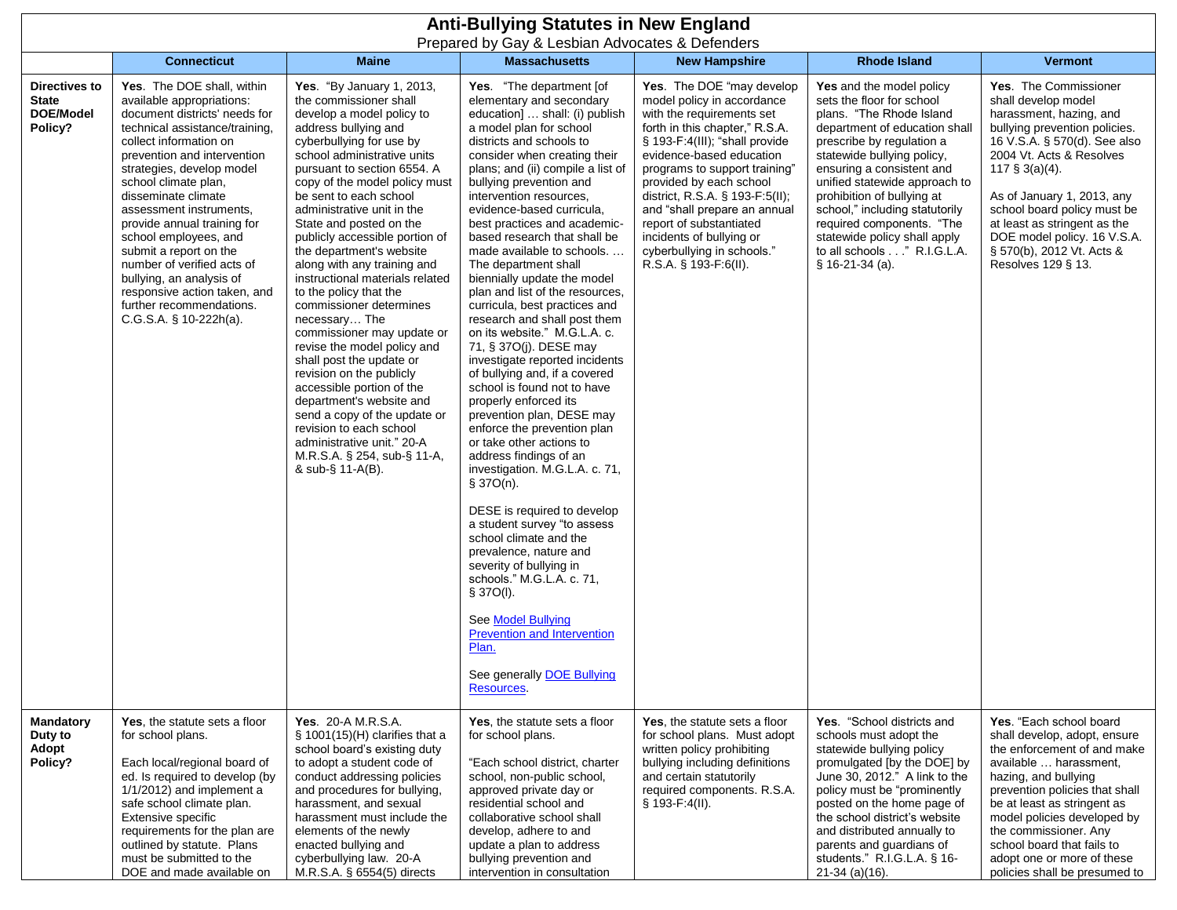# Anti-Bullying Statutes in New England

Prepared by Gay & Lesbian Advocates & Defenders

| | Connecticut | Maine | Massachusetts | New Hampshire | Rhode Island | Vermont |
|---|---|---|---|---|---|---|
| **Directives to State DOE/Model Policy?** | **Yes**. The DOE shall, within available appropriations: document districts' needs for technical assistance/training, collect information on prevention and intervention strategies, develop model school climate plan, disseminate climate assessment instruments, provide annual training for school employees, and submit a report on the number of verified acts of bullying, an analysis of responsive action taken, and further recommendations. C.G.S.A. § 10-222h(a). | **Yes**. "By January 1, 2013, the commissioner shall develop a model policy to address bullying and cyberbullying for use by school administrative units pursuant to section 6554. A copy of the model policy must be sent to each school administrative unit in the State and posted on the publicly accessible portion of the department's website along with any training and instructional materials related to the policy that the commissioner determines necessary… The commissioner may update or revise the model policy and shall post the update or revision on the publicly accessible portion of the department's website and send a copy of the update or revision to each school administrative unit." 20-A M.R.S.A. § 254, sub-§ 11-A, & sub-§ 11-A(B). | **Yes**. "The department [of elementary and secondary education] … shall: (i) publish a model plan for school districts and schools to consider when creating their plans; and (ii) compile a list of bullying prevention and intervention resources, evidence-based curricula, best practices and academic-based research that shall be made available to schools. … The department shall biennially update the model plan and list of the resources, curricula, best practices and research and shall post them on its website." M.G.L.A. c. 71, § 37O(j). DESE may investigate reported incidents of bullying and, if a covered school is found not to have properly enforced its prevention plan, DESE may enforce the prevention plan or take other actions to address findings of an investigation. M.G.L.A. c. 71, § 37O(n).<br><br>DESE is required to develop a student survey "to assess school climate and the prevalence, nature and severity of bullying in schools." M.G.L.A. c. 71, § 37O(l).<br><br>See Model Bullying Prevention and Intervention Plan.<br><br>See generally DOE Bullying Resources. | **Yes**. The DOE "may develop model policy in accordance with the requirements set forth in this chapter," R.S.A. § 193-F:4(III); "shall provide evidence-based education programs to support training" provided by each school district, R.S.A. § 193-F:5(II); and "shall prepare an annual report of substantiated incidents of bullying or cyberbullying in schools." R.S.A. § 193-F:6(II). | **Yes** and the model policy sets the floor for school plans. "The Rhode Island department of education shall prescribe by regulation a statewide bullying policy, ensuring a consistent and unified statewide approach to prohibition of bullying at school," including statutorily required components. "The statewide policy shall apply to all schools . . ." R.I.G.L.A. § 16-21-34 (a). | **Yes**. The Commissioner shall develop model harassment, hazing, and bullying prevention policies. 16 V.S.A. § 570(d). See also 2004 Vt. Acts & Resolves 117 § 3(a)(4).<br><br>As of January 1, 2013, any school board policy must be at least as stringent as the DOE model policy. 16 V.S.A. § 570(b), 2012 Vt. Acts & Resolves 129 § 13. |
| **Mandatory Duty to Adopt Policy?** | **Yes**, the statute sets a floor for school plans.<br><br>Each local/regional board of ed. Is required to develop (by 1/1/2012) and implement a safe school climate plan. Extensive specific requirements for the plan are outlined by statute. Plans must be submitted to the DOE and made available on | **Yes**. 20-A M.R.S.A. § 1001(15)(H) clarifies that a school board's existing duty to adopt a student code of conduct addressing policies and procedures for bullying, harassment, and sexual harassment must include the elements of the newly enacted bullying and cyberbullying law. 20-A M.R.S.A. § 6554(5) directs | **Yes**, the statute sets a floor for school plans.<br><br>"Each school district, charter school, non-public school, approved private day or residential school and collaborative school shall develop, adhere to and update a plan to address bullying prevention and intervention in consultation | **Yes**, the statute sets a floor for school plans. Must adopt written policy prohibiting bullying including definitions and certain statutorily required components. R.S.A. § 193-F:4(II). | **Yes**. "School districts and schools must adopt the statewide bullying policy promulgated [by the DOE] by June 30, 2012." A link to the policy must be "prominently posted on the home page of the school district's website and distributed annually to parents and guardians of students." R.I.G.L.A. § 16-21-34 (a)(16). | **Yes**. "Each school board shall develop, adopt, ensure the enforcement of and make available … harassment, hazing, and bullying prevention policies that shall be at least as stringent as model policies developed by the commissioner. Any school board that fails to adopt one or more of these policies shall be presumed to |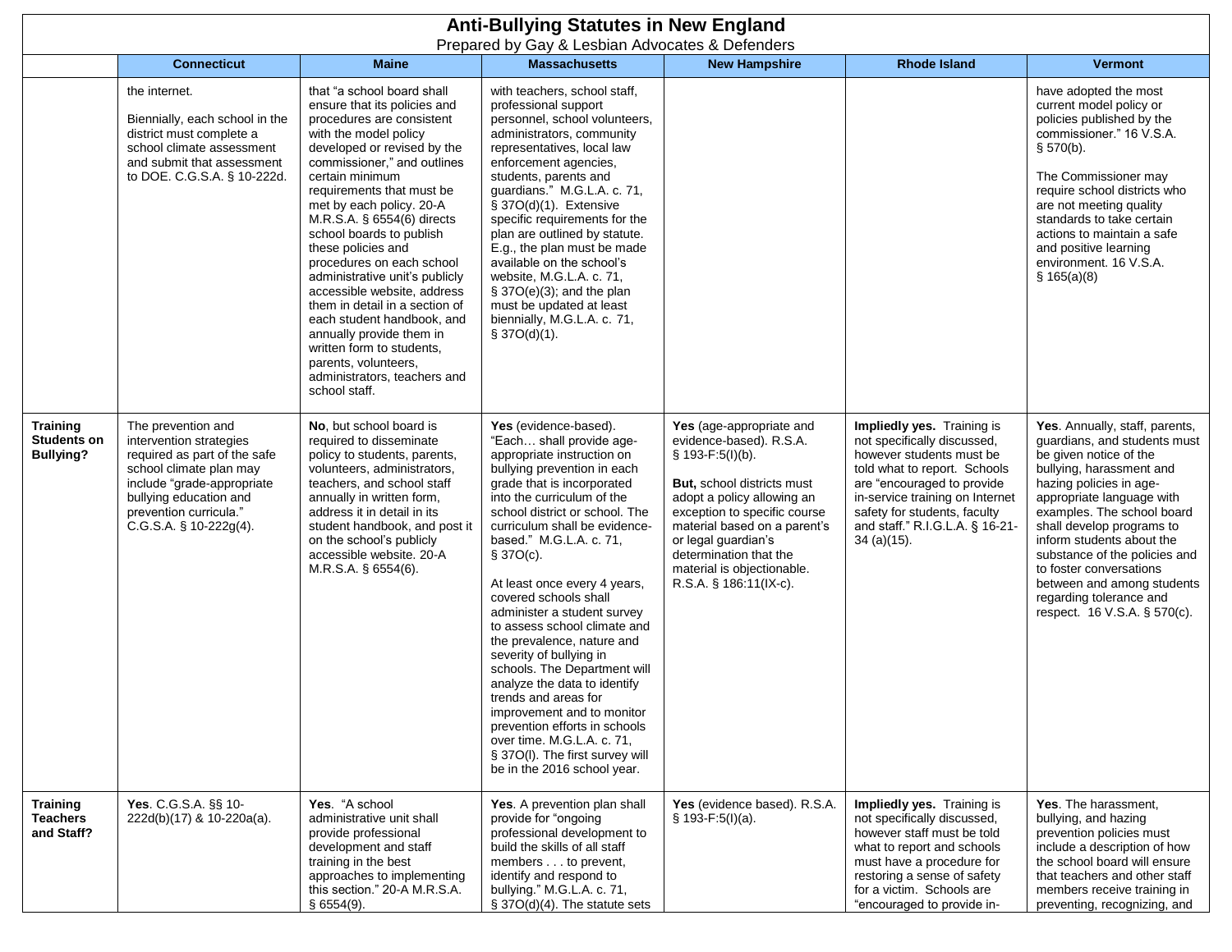# Anti-Bullying Statutes in New England

Prepared by Gay & Lesbian Advocates & Defenders

| | Connecticut | Maine | Massachusetts | New Hampshire | Rhode Island | Vermont |
|---|---|---|---|---|---|---|
| | the internet.<br><br>Biennially, each school in the district must complete a school climate assessment and submit that assessment to DOE. C.G.S.A. § 10-222d. | that "a school board shall ensure that its policies and procedures are consistent with the model policy developed or revised by the commissioner," and outlines certain minimum requirements that must be met by each policy. 20-A M.R.S.A. § 6554(6) directs school boards to publish these policies and procedures on each school administrative unit's publicly accessible website, address them in detail in a section of each student handbook, and annually provide them in written form to students, parents, volunteers, administrators, teachers and school staff. | with teachers, school staff, professional support personnel, school volunteers, administrators, community representatives, local law enforcement agencies, students, parents and guardians." M.G.L.A. c. 71, § 37O(d)(1). Extensive specific requirements for the plan are outlined by statute. E.g., the plan must be made available on the school's website, M.G.L.A. c. 71, § 37O(e)(3); and the plan must be updated at least biennially, M.G.L.A. c. 71, § 37O(d)(1). | | | have adopted the most current model policy or policies published by the commissioner." 16 V.S.A. § 570(b).<br><br>The Commissioner may require school districts who are not meeting quality standards to take certain actions to maintain a safe and positive learning environment. 16 V.S.A. § 165(a)(8) |
| **Training Students on Bullying?** | The prevention and intervention strategies required as part of the safe school climate plan may include "grade-appropriate bullying education and prevention curricula." C.G.S.A. § 10-222g(4). | **No**, but school board is required to disseminate policy to students, parents, volunteers, administrators, teachers, and school staff annually in written form, address it in detail in its student handbook, and post it on the school's publicly accessible website. 20-A M.R.S.A. § 6554(6). | **Yes** (evidence-based). "Each… shall provide age-appropriate instruction on bullying prevention in each grade that is incorporated into the curriculum of the school district or school. The curriculum shall be evidence-based." M.G.L.A. c. 71, § 37O(c).<br><br>At least once every 4 years, covered schools shall administer a student survey to assess school climate and the prevalence, nature and severity of bullying in schools. The Department will analyze the data to identify trends and areas for improvement and to monitor prevention efforts in schools over time. M.G.L.A. c. 71, § 37O(l). The first survey will be in the 2016 school year. | **Yes** (age-appropriate and evidence-based). R.S.A. § 193-F:5(I)(b).<br><br>**But,** school districts must adopt a policy allowing an exception to specific course material based on a parent's or legal guardian's determination that the material is objectionable. R.S.A. § 186:11(IX-c). | **Impliedly yes.** Training is not specifically discussed, however students must be told what to report. Schools are "encouraged to provide in-service training on Internet safety for students, faculty and staff." R.I.G.L.A. § 16-21-34 (a)(15). | **Yes**. Annually, staff, parents, guardians, and students must be given notice of the bullying, harassment and hazing policies in age-appropriate language with examples. The school board shall develop programs to inform students about the substance of the policies and to foster conversations between and among students regarding tolerance and respect. 16 V.S.A. § 570(c). |
| **Training Teachers and Staff?** | **Yes**. C.G.S.A. §§ 10-222d(b)(17) & 10-220a(a). | **Yes**. "A school administrative unit shall provide professional development and staff training in the best approaches to implementing this section." 20-A M.R.S.A. § 6554(9). | **Yes**. A prevention plan shall provide for "ongoing professional development to build the skills of all staff members . . . to prevent, identify and respond to bullying." M.G.L.A. c. 71, § 37O(d)(4). The statute sets | **Yes** (evidence based). R.S.A. § 193-F:5(I)(a). | **Impliedly yes.** Training is not specifically discussed, however staff must be told what to report and schools must have a procedure for restoring a sense of safety for a victim. Schools are "encouraged to provide in- | **Yes**. The harassment, bullying, and hazing prevention policies must include a description of how the school board will ensure that teachers and other staff members receive training in preventing, recognizing, and |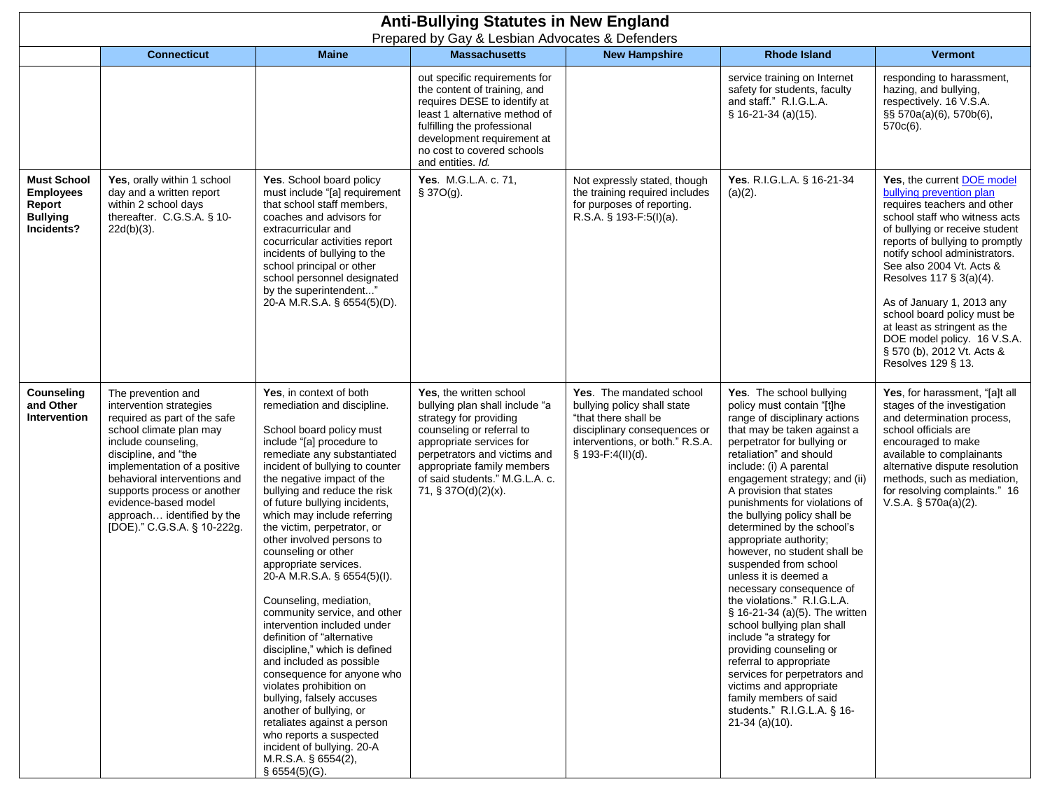# Anti-Bullying Statutes in New England

Prepared by Gay & Lesbian Advocates & Defenders

| | Connecticut | Maine | Massachusetts | New Hampshire | Rhode Island | Vermont |
|---|---|---|---|---|---|---|
| | | | out specific requirements for the content of training, and requires DESE to identify at least 1 alternative method of fulfilling the professional development requirement at no cost to covered schools and entities. *Id.* | | service training on Internet safety for students, faculty and staff." R.I.G.L.A. § 16-21-34 (a)(15). | responding to harassment, hazing, and bullying, respectively. 16 V.S.A. §§ 570a(a)(6), 570b(6), 570c(6). |
| **Must School Employees Report Bullying Incidents?** | **Yes**, orally within 1 school day and a written report within 2 school days thereafter. C.G.S.A. § 10-22d(b)(3). | **Yes**. School board policy must include "[a] requirement that school staff members, coaches and advisors for extracurricular and cocurricular activities report incidents of bullying to the school principal or other school personnel designated by the superintendent..." 20-A M.R.S.A. § 6554(5)(D). | **Yes**. M.G.L.A. c. 71, § 37O(g). | Not expressly stated, though the training required includes for purposes of reporting. R.S.A. § 193-F:5(I)(a). | **Yes**. R.I.G.L.A. § 16-21-34 (a)(2). | **Yes**, the current DOE model bullying prevention plan requires teachers and other school staff who witness acts of bullying or receive student reports of bullying to promptly notify school administrators. See also 2004 Vt. Acts & Resolves 117 § 3(a)(4).<br><br>As of January 1, 2013 any school board policy must be at least as stringent as the DOE model policy. 16 V.S.A. § 570 (b), 2012 Vt. Acts & Resolves 129 § 13. |
| **Counseling and Other Intervention** | The prevention and intervention strategies required as part of the safe school climate plan may include counseling, discipline, and "the implementation of a positive behavioral interventions and supports process or another evidence-based model approach… identified by the [DOE)." C.G.S.A. § 10-222g. | **Yes**, in context of both remediation and discipline.<br><br>School board policy must include "[a] procedure to remediate any substantiated incident of bullying to counter the negative impact of the bullying and reduce the risk of future bullying incidents, which may include referring the victim, perpetrator, or other involved persons to counseling or other appropriate services. 20-A M.R.S.A. § 6554(5)(I).<br><br>Counseling, mediation, community service, and other intervention included under definition of "alternative discipline," which is defined and included as possible consequence for anyone who violates prohibition on bullying, falsely accuses another of bullying, or retaliates against a person who reports a suspected incident of bullying. 20-A M.R.S.A. § 6554(2), § 6554(5)(G). | **Yes**, the written school bullying plan shall include "a strategy for providing counseling or referral to appropriate services for perpetrators and victims and appropriate family members of said students." M.G.L.A. c. 71, § 37O(d)(2)(x). | **Yes**. The mandated school bullying policy shall state "that there shall be disciplinary consequences or interventions, or both." R.S.A. § 193-F:4(II)(d). | **Yes**. The school bullying policy must contain "[t]he range of disciplinary actions that may be taken against a perpetrator for bullying or retaliation" and should include: (i) A parental engagement strategy; and (ii) A provision that states punishments for violations of the bullying policy shall be determined by the school's appropriate authority; however, no student shall be suspended from school unless it is deemed a necessary consequence of the violations." R.I.G.L.A. § 16-21-34 (a)(5). The written school bullying plan shall include "a strategy for providing counseling or referral to appropriate services for perpetrators and victims and appropriate family members of said students." R.I.G.L.A. § 16-21-34 (a)(10). | **Yes**, for harassment, "[a]t all stages of the investigation and determination process, school officials are encouraged to make available to complainants alternative dispute resolution methods, such as mediation, for resolving complaints." 16 V.S.A. § 570a(a)(2). |